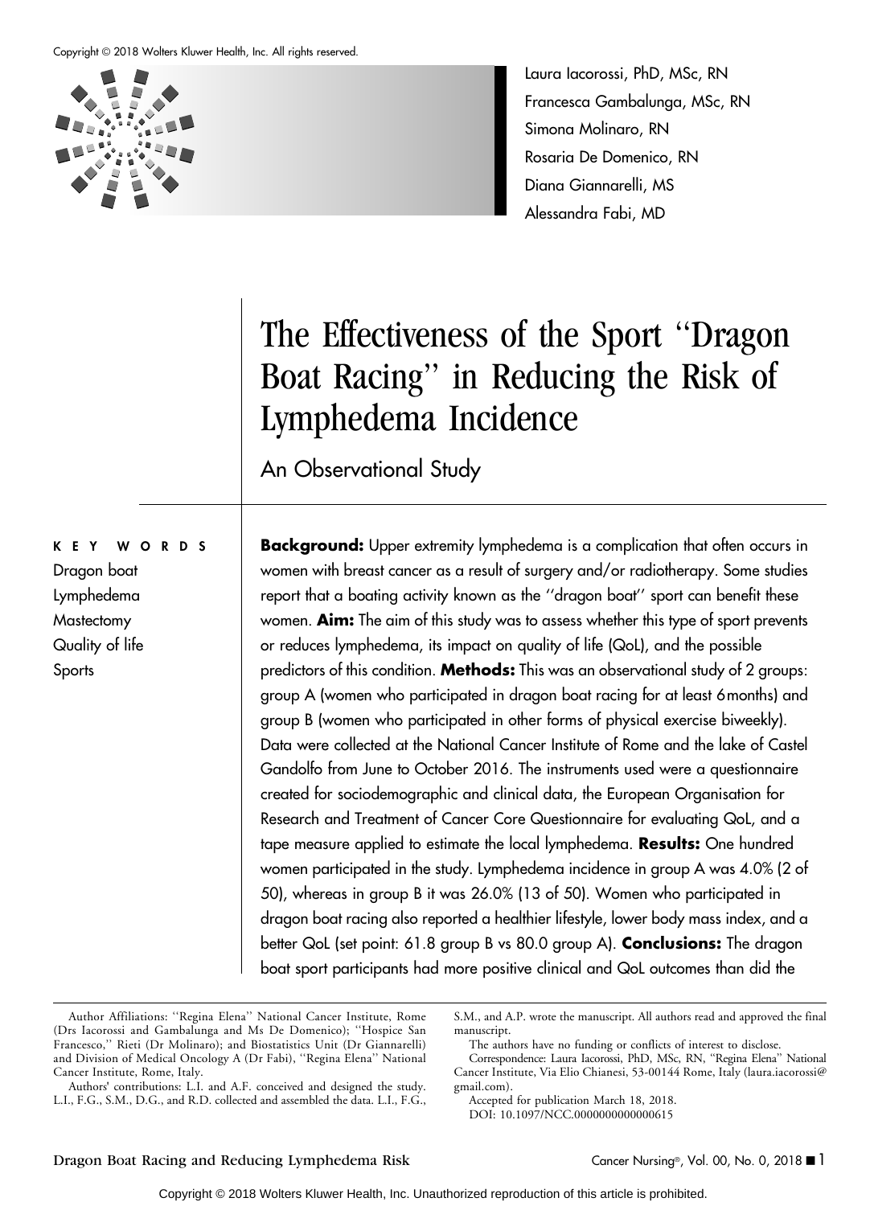Laura Iacorossi, PhD, MSc, RN
Francesca Gambalunga, MSc, RN
Simona Molinaro, RN
Rosaria De Domenico, RN
Diana Giannarelli, MS
Alessandra Fabi, MD

# The Effectiveness of the Sport ''Dragon Boat Racing'' in Reducing the Risk of Lymphedema Incidence

## An Observational Study

**KEY WORDS**
Dragon boat
Lymphedema
Mastectomy
Quality of life
Sports

**Background:** Upper extremity lymphedema is a complication that often occurs in women with breast cancer as a result of surgery and/or radiotherapy. Some studies report that a boating activity known as the ''dragon boat'' sport can benefit these women. **Aim:** The aim of this study was to assess whether this type of sport prevents or reduces lymphedema, its impact on quality of life (QoL), and the possible predictors of this condition. **Methods:** This was an observational study of 2 groups: group A (women who participated in dragon boat racing for at least 6 months) and group B (women who participated in other forms of physical exercise biweekly). Data were collected at the National Cancer Institute of Rome and the lake of Castel Gandolfo from June to October 2016. The instruments used were a questionnaire created for sociodemographic and clinical data, the European Organisation for Research and Treatment of Cancer Core Questionnaire for evaluating QoL, and a tape measure applied to estimate the local lymphedema. **Results:** One hundred women participated in the study. Lymphedema incidence in group A was 4.0% (2 of 50), whereas in group B it was 26.0% (13 of 50). Women who participated in dragon boat racing also reported a healthier lifestyle, lower body mass index, and a better QoL (set point: 61.8 group B vs 80.0 group A). **Conclusions:** The dragon boat sport participants had more positive clinical and QoL outcomes than did the

---

Author Affiliations: ''Regina Elena'' National Cancer Institute, Rome (Drs Iacorossi and Gambalunga and Ms De Domenico); ''Hospice San Francesco,'' Rieti (Dr Molinaro); and Biostatistics Unit (Dr Giannarelli) and Division of Medical Oncology A (Dr Fabi), ''Regina Elena'' National Cancer Institute, Rome, Italy.

Authors' contributions: L.I. and A.F. conceived and designed the study. L.I., F.G., S.M., D.G., and R.D. collected and assembled the data. L.I., F.G., S.M., and A.P. wrote the manuscript. All authors read and approved the final manuscript.

The authors have no funding or conflicts of interest to disclose.

Correspondence: Laura Iacorossi, PhD, MSc, RN, ''Regina Elena'' National Cancer Institute, Via Elio Chianesi, 53-00144 Rome, Italy (laura.iacorossi@gmail.com).

Accepted for publication March 18, 2018.

DOI: 10.1097/NCC.0000000000000615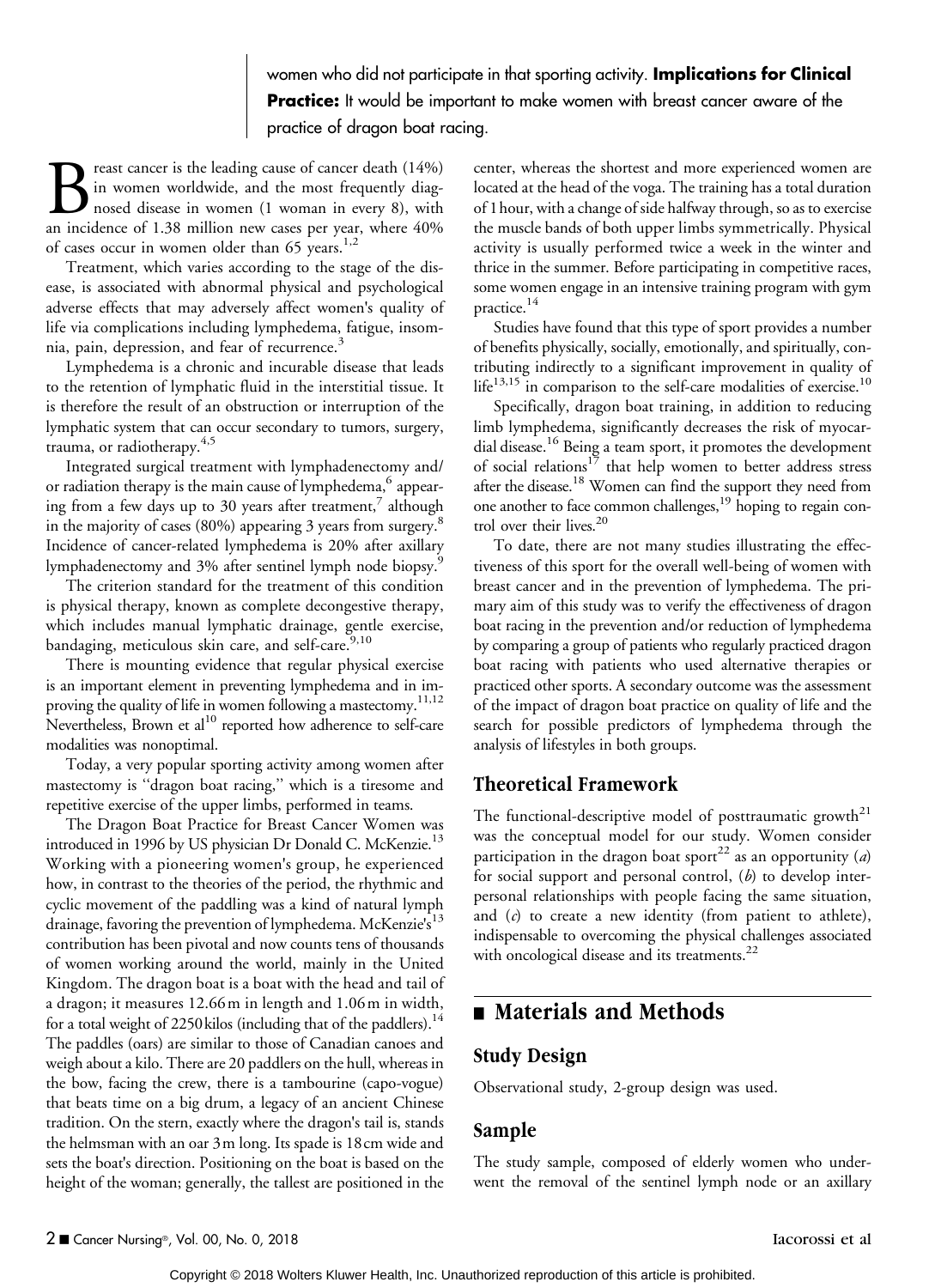women who did not participate in that sporting activity. **Implications for Clinical Practice:** It would be important to make women with breast cancer aware of the practice of dragon boat racing.

Breast cancer is the leading cause of cancer death (14%) in women worldwide, and the most frequently diagnosed disease in women (1 woman in every 8), with an incidence of 1.38 million new cases per year, where 40% of cases occur in women older than 65 years.[1,2]

Treatment, which varies according to the stage of the disease, is associated with abnormal physical and psychological adverse effects that may adversely affect women's quality of life via complications including lymphedema, fatigue, insomnia, pain, depression, and fear of recurrence.[3]

Lymphedema is a chronic and incurable disease that leads to the retention of lymphatic fluid in the interstitial tissue. It is therefore the result of an obstruction or interruption of the lymphatic system that can occur secondary to tumors, surgery, trauma, or radiotherapy.[4,5]

Integrated surgical treatment with lymphadenectomy and/or radiation therapy is the main cause of lymphedema,[6] appearing from a few days up to 30 years after treatment,[7] although in the majority of cases (80%) appearing 3 years from surgery.[8] Incidence of cancer-related lymphedema is 20% after axillary lymphadenectomy and 3% after sentinel lymph node biopsy.[9]

The criterion standard for the treatment of this condition is physical therapy, known as complete decongestive therapy, which includes manual lymphatic drainage, gentle exercise, bandaging, meticulous skin care, and self-care.[9,10]

There is mounting evidence that regular physical exercise is an important element in preventing lymphedema and in improving the quality of life in women following a mastectomy.[11,12] Nevertheless, Brown et al[10] reported how adherence to self-care modalities was nonoptimal.

Today, a very popular sporting activity among women after mastectomy is "dragon boat racing," which is a tiresome and repetitive exercise of the upper limbs, performed in teams.

The Dragon Boat Practice for Breast Cancer Women was introduced in 1996 by US physician Dr Donald C. McKenzie.[13] Working with a pioneering women's group, he experienced how, in contrast to the theories of the period, the rhythmic and cyclic movement of the paddling was a kind of natural lymph drainage, favoring the prevention of lymphedema. McKenzie's[13] contribution has been pivotal and now counts tens of thousands of women working around the world, mainly in the United Kingdom. The dragon boat is a boat with the head and tail of a dragon; it measures 12.66 m in length and 1.06 m in width, for a total weight of 2250 kilos (including that of the paddlers).[14] The paddles (oars) are similar to those of Canadian canoes and weigh about a kilo. There are 20 paddlers on the hull, whereas in the bow, facing the crew, there is a tambourine (capo-vogue) that beats time on a big drum, a legacy of an ancient Chinese tradition. On the stern, exactly where the dragon's tail is, stands the helmsman with an oar 3 m long. Its spade is 18 cm wide and sets the boat's direction. Positioning on the boat is based on the height of the woman; generally, the tallest are positioned in the center, whereas the shortest and more experienced women are located at the head of the voga. The training has a total duration of 1 hour, with a change of side halfway through, so as to exercise the muscle bands of both upper limbs symmetrically. Physical activity is usually performed twice a week in the winter and thrice in the summer. Before participating in competitive races, some women engage in an intensive training program with gym practice.[14]

Studies have found that this type of sport provides a number of benefits physically, socially, emotionally, and spiritually, contributing indirectly to a significant improvement in quality of life[13,15] in comparison to the self-care modalities of exercise.[10]

Specifically, dragon boat training, in addition to reducing limb lymphedema, significantly decreases the risk of myocardial disease.[16] Being a team sport, it promotes the development of social relations[17] that help women to better address stress after the disease.[18] Women can find the support they need from one another to face common challenges,[19] hoping to regain control over their lives.[20]

To date, there are not many studies illustrating the effectiveness of this sport for the overall well-being of women with breast cancer and in the prevention of lymphedema. The primary aim of this study was to verify the effectiveness of dragon boat racing in the prevention and/or reduction of lymphedema by comparing a group of patients who regularly practiced dragon boat racing with patients who used alternative therapies or practiced other sports. A secondary outcome was the assessment of the impact of dragon boat practice on quality of life and the search for possible predictors of lymphedema through the analysis of lifestyles in both groups.

### Theoretical Framework

The functional-descriptive model of posttraumatic growth[21] was the conceptual model for our study. Women consider participation in the dragon boat sport[22] as an opportunity (*a*) for social support and personal control, (*b*) to develop interpersonal relationships with people facing the same situation, and (*c*) to create a new identity (from patient to athlete), indispensable to overcoming the physical challenges associated with oncological disease and its treatments.[22]

## Materials and Methods

### Study Design

Observational study, 2-group design was used.

### Sample

The study sample, composed of elderly women who underwent the removal of the sentinel lymph node or an axillary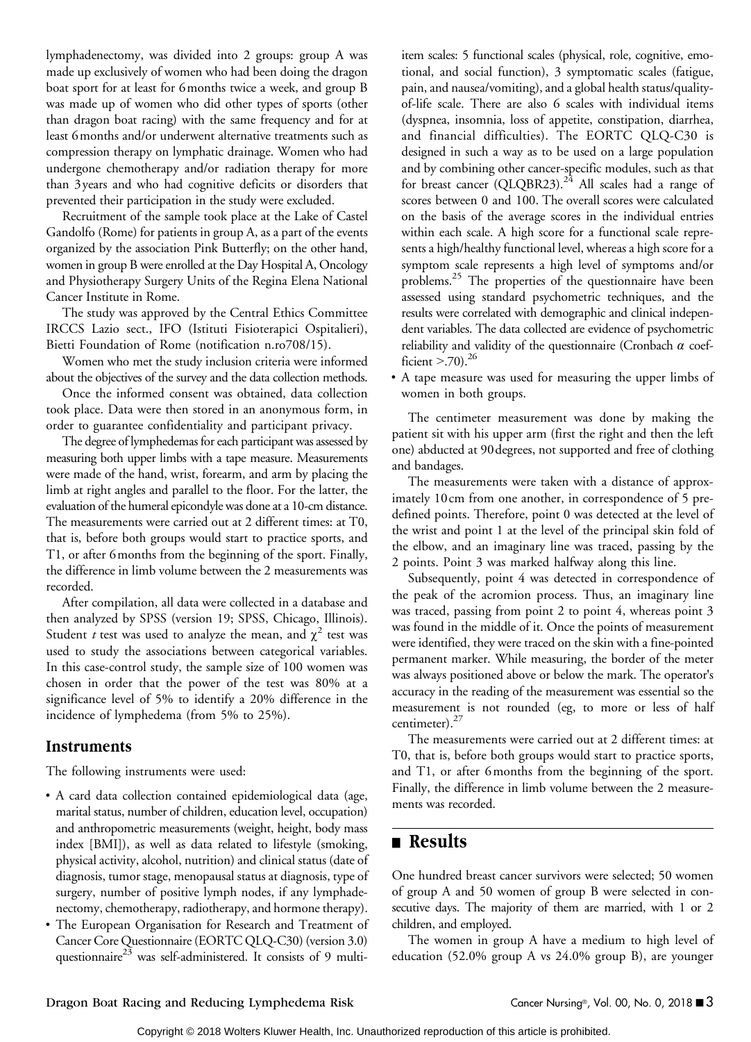lymphadenectomy, was divided into 2 groups: group A was made up exclusively of women who had been doing the dragon boat sport for at least for 6 months twice a week, and group B was made up of women who did other types of sports (other than dragon boat racing) with the same frequency and for at least 6 months and/or underwent alternative treatments such as compression therapy on lymphatic drainage. Women who had undergone chemotherapy and/or radiation therapy for more than 3 years and who had cognitive deficits or disorders that prevented their participation in the study were excluded.

Recruitment of the sample took place at the Lake of Castel Gandolfo (Rome) for patients in group A, as a part of the events organized by the association Pink Butterfly; on the other hand, women in group B were enrolled at the Day Hospital A, Oncology and Physiotherapy Surgery Units of the Regina Elena National Cancer Institute in Rome.

The study was approved by the Central Ethics Committee IRCCS Lazio sect., IFO (Istituti Fisioterapici Ospitalieri), Bietti Foundation of Rome (notification n.ro708/15).

Women who met the study inclusion criteria were informed about the objectives of the survey and the data collection methods.

Once the informed consent was obtained, data collection took place. Data were then stored in an anonymous form, in order to guarantee confidentiality and participant privacy.

The degree of lymphedemas for each participant was assessed by measuring both upper limbs with a tape measure. Measurements were made of the hand, wrist, forearm, and arm by placing the limb at right angles and parallel to the floor. For the latter, the evaluation of the humeral epicondyle was done at a 10-cm distance. The measurements were carried out at 2 different times: at T0, that is, before both groups would start to practice sports, and T1, or after 6 months from the beginning of the sport. Finally, the difference in limb volume between the 2 measurements was recorded.

After compilation, all data were collected in a database and then analyzed by SPSS (version 19; SPSS, Chicago, Illinois). Student *t* test was used to analyze the mean, and $\chi^2$ test was used to study the associations between categorical variables. In this case-control study, the sample size of 100 women was chosen in order that the power of the test was 80% at a significance level of 5% to identify a 20% difference in the incidence of lymphedema (from 5% to 25%).

## Instruments

The following instruments were used:

- A card data collection contained epidemiological data (age, marital status, number of children, education level, occupation) and anthropometric measurements (weight, height, body mass index [BMI]), as well as data related to lifestyle (smoking, physical activity, alcohol, nutrition) and clinical status (date of diagnosis, tumor stage, menopausal status at diagnosis, type of surgery, number of positive lymph nodes, if any lymphadenectomy, chemotherapy, radiotherapy, and hormone therapy).
- The European Organisation for Research and Treatment of Cancer Core Questionnaire (EORTC QLQ-C30) (version 3.0) questionnaire[23] was self-administered. It consists of 9 multi-item scales: 5 functional scales (physical, role, cognitive, emotional, and social function), 3 symptomatic scales (fatigue, pain, and nausea/vomiting), and a global health status/quality-of-life scale. There are also 6 scales with individual items (dyspnea, insomnia, loss of appetite, constipation, diarrhea, and financial difficulties). The EORTC QLQ-C30 is designed in such a way as to be used on a large population and by combining other cancer-specific modules, such as that for breast cancer (QLQBR23).[24] All scales had a range of scores between 0 and 100. The overall scores were calculated on the basis of the average scores in the individual entries within each scale. A high score for a functional scale represents a high/healthy functional level, whereas a high score for a symptom scale represents a high level of symptoms and/or problems.[25] The properties of the questionnaire have been assessed using standard psychometric techniques, and the results were correlated with demographic and clinical independent variables. The data collected are evidence of psychometric reliability and validity of the questionnaire (Cronbach $\alpha$ coefficient >.70).[26]
- A tape measure was used for measuring the upper limbs of women in both groups.

The centimeter measurement was done by making the patient sit with his upper arm (first the right and then the left one) abducted at 90 degrees, not supported and free of clothing and bandages.

The measurements were taken with a distance of approximately 10 cm from one another, in correspondence of 5 predefined points. Therefore, point 0 was detected at the level of the wrist and point 1 at the level of the principal skin fold of the elbow, and an imaginary line was traced, passing by the 2 points. Point 3 was marked halfway along this line.

Subsequently, point 4 was detected in correspondence of the peak of the acromion process. Thus, an imaginary line was traced, passing from point 2 to point 4, whereas point 3 was found in the middle of it. Once the points of measurement were identified, they were traced on the skin with a fine-pointed permanent marker. While measuring, the border of the meter was always positioned above or below the mark. The operator's accuracy in the reading of the measurement was essential so the measurement is not rounded (eg, to more or less of half centimeter).[27]

The measurements were carried out at 2 different times: at T0, that is, before both groups would start to practice sports, and T1, or after 6 months from the beginning of the sport. Finally, the difference in limb volume between the 2 measurements was recorded.

## Results

One hundred breast cancer survivors were selected; 50 women of group A and 50 women of group B were selected in consecutive days. The majority of them are married, with 1 or 2 children, and employed.

The women in group A have a medium to high level of education (52.0% group A vs 24.0% group B), are younger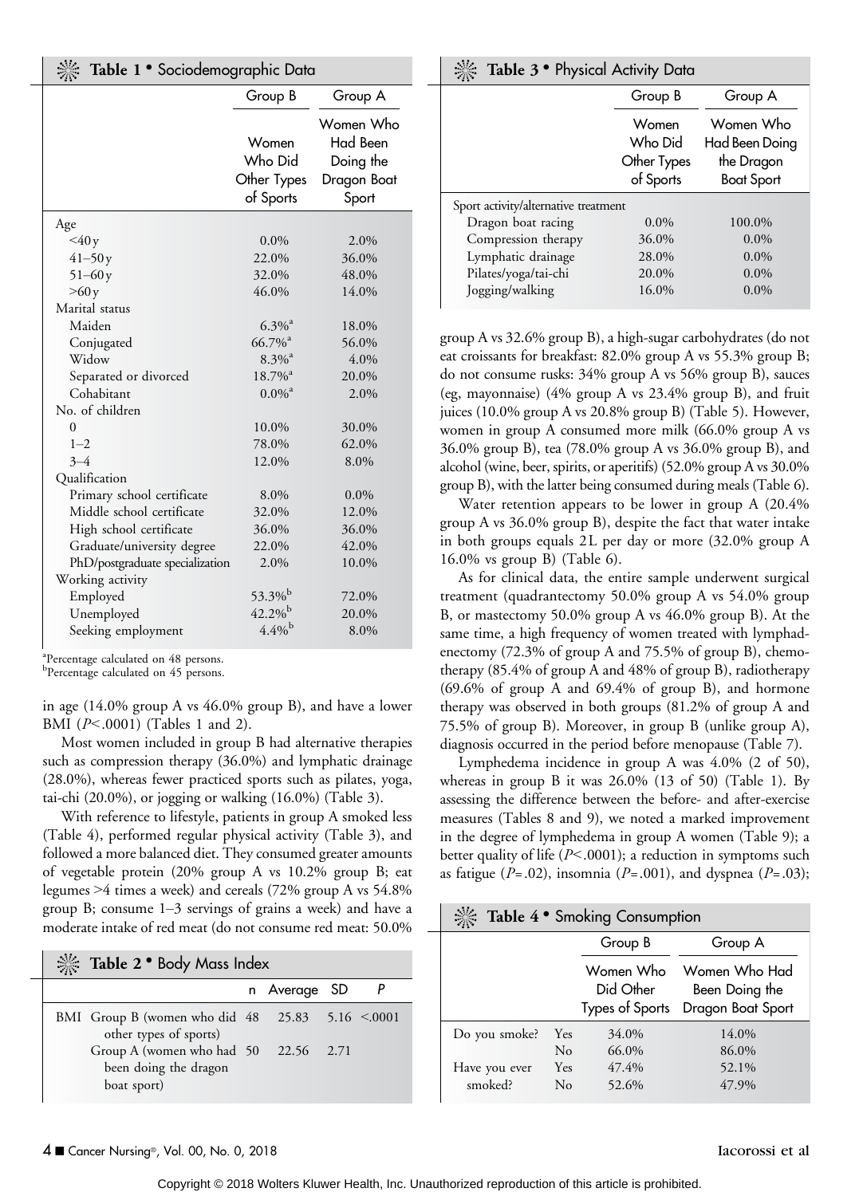**Table 1 • Sociodemographic Data**

| | Group B | Group A |
|---|---|---|
| | Women Who Did Other Types of Sports | Women Who Had Been Doing the Dragon Boat Sport |
| Age | | |
| <40 y | 0.0% | 2.0% |
| 41–50 y | 22.0% | 36.0% |
| 51–60 y | 32.0% | 48.0% |
| >60 y | 46.0% | 14.0% |
| Marital status | | |
| Maiden | 6.3%[a] | 18.0% |
| Conjugated | 66.7%[a] | 56.0% |
| Widow | 8.3%[a] | 4.0% |
| Separated or divorced | 18.7%[a] | 20.0% |
| Cohabitant | 0.0%[a] | 2.0% |
| No. of children | | |
| 0 | 10.0% | 30.0% |
| 1–2 | 78.0% | 62.0% |
| 3–4 | 12.0% | 8.0% |
| Qualification | | |
| Primary school certificate | 8.0% | 0.0% |
| Middle school certificate | 32.0% | 12.0% |
| High school certificate | 36.0% | 36.0% |
| Graduate/university degree | 22.0% | 42.0% |
| PhD/postgraduate specialization | 2.0% | 10.0% |
| Working activity | | |
| Employed | 53.3%[b] | 72.0% |
| Unemployed | 42.2%[b] | 20.0% |
| Seeking employment | 4.4%[b] | 8.0% |

[a]Percentage calculated on 48 persons.
[b]Percentage calculated on 45 persons.

in age (14.0% group A vs 46.0% group B), and have a lower BMI ($P < .0001$) (Tables 1 and 2).

Most women included in group B had alternative therapies such as compression therapy (36.0%) and lymphatic drainage (28.0%), whereas fewer practiced sports such as pilates, yoga, tai-chi (20.0%), or jogging or walking (16.0%) (Table 3).

With reference to lifestyle, patients in group A smoked less (Table 4), performed regular physical activity (Table 3), and followed a more balanced diet. They consumed greater amounts of vegetable protein (20% group A vs 10.2% group B; eat legumes >4 times a week) and cereals (72% group A vs 54.8% group B; consume 1–3 servings of grains a week) and have a moderate intake of red meat (do not consume red meat: 50.0% group A vs 32.6% group B), a high-sugar carbohydrates (do not eat croissants for breakfast: 82.0% group A vs 55.3% group B; do not consume rusks: 34% group A vs 56% group B), sauces (eg, mayonnaise) (4% group A vs 23.4% group B), and fruit juices (10.0% group A vs 20.8% group B) (Table 5). However, women in group A consumed more milk (66.0% group A vs 36.0% group B), tea (78.0% group A vs 36.0% group B), and alcohol (wine, beer, spirits, or aperitifs) (52.0% group A vs 30.0% group B), with the latter being consumed during meals (Table 6).

Water retention appears to be lower in group A (20.4% group A vs 36.0% group B), despite the fact that water intake in both groups equals 2L per day or more (32.0% group A 16.0% vs group B) (Table 6).

As for clinical data, the entire sample underwent surgical treatment (quadrantectomy 50.0% group A vs 54.0% group B, or mastectomy 50.0% group A vs 46.0% group B). At the same time, a high frequency of women treated with lymphadenectomy (72.3% of group A and 75.5% of group B), chemotherapy (85.4% of group A and 48% of group B), radiotherapy (69.6% of group A and 69.4% of group B), and hormone therapy was observed in both groups (81.2% of group A and 75.5% of group B). Moreover, in group B (unlike group A), diagnosis occurred in the period before menopause (Table 7).

Lymphedema incidence in group A was 4.0% (2 of 50), whereas in group B it was 26.0% (13 of 50) (Table 1). By assessing the difference between the before- and after-exercise measures (Tables 8 and 9), we noted a marked improvement in the degree of lymphedema in group A women (Table 9); a better quality of life ($P < .0001$); a reduction in symptoms such as fatigue ($P = .02$), insomnia ($P = .001$), and dyspnea ($P = .03$);

**Table 2 • Body Mass Index**

| | | n | Average | SD | P |
|---|---|---|---|---|---|
| BMI | Group B (women who did other types of sports) | 48 | 25.83 | 5.16 | <.0001 |
| | Group A (women who had been doing the dragon boat sport) | 50 | 22.56 | 2.71 | |

**Table 3 • Physical Activity Data**

| | Group B | Group A |
|---|---|---|
| | Women Who Did Other Types of Sports | Women Who Had Been Doing the Dragon Boat Sport |
| Sport activity/alternative treatment | | |
| Dragon boat racing | 0.0% | 100.0% |
| Compression therapy | 36.0% | 0.0% |
| Lymphatic drainage | 28.0% | 0.0% |
| Pilates/yoga/tai-chi | 20.0% | 0.0% |
| Jogging/walking | 16.0% | 0.0% |

**Table 4 • Smoking Consumption**

| | | Group B | Group A |
|---|---|---|---|
| | | Women Who Did Other Types of Sports | Women Who Had Been Doing the Dragon Boat Sport |
| Do you smoke? | Yes | 34.0% | 14.0% |
| | No | 66.0% | 86.0% |
| Have you ever smoked? | Yes | 47.4% | 52.1% |
| | No | 52.6% | 47.9% |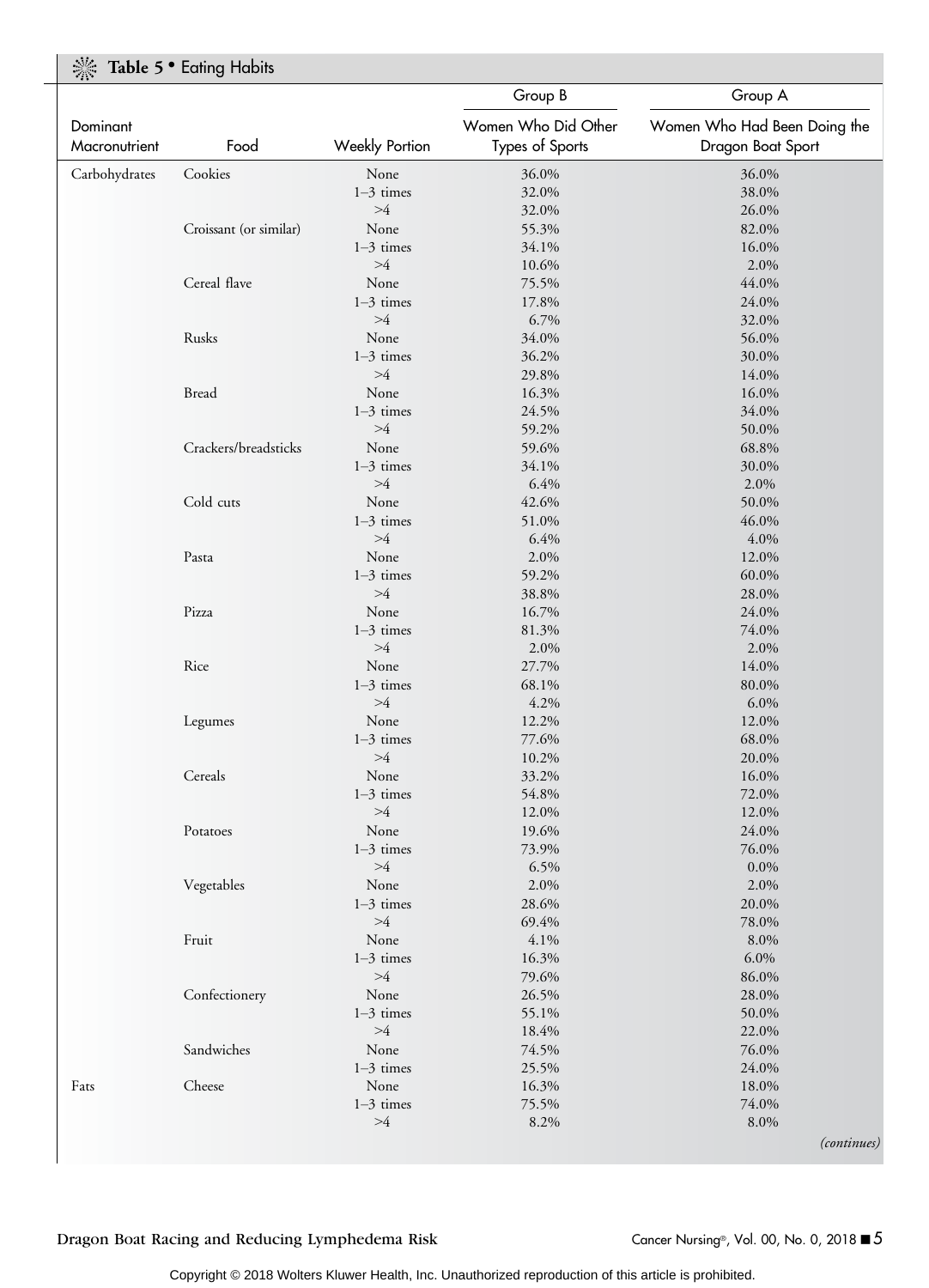**Table 5 • Eating Habits**

| Dominant Macronutrient | Food | Weekly Portion | Group B<br>Women Who Did Other Types of Sports | Group A<br>Women Who Had Been Doing the Dragon Boat Sport |
|---|---|---|---|---|
| Carbohydrates | Cookies | None | 36.0% | 36.0% |
| | | 1–3 times | 32.0% | 38.0% |
| | | >4 | 32.0% | 26.0% |
| | Croissant (or similar) | None | 55.3% | 82.0% |
| | | 1–3 times | 34.1% | 16.0% |
| | | >4 | 10.6% | 2.0% |
| | Cereal flave | None | 75.5% | 44.0% |
| | | 1–3 times | 17.8% | 24.0% |
| | | >4 | 6.7% | 32.0% |
| | Rusks | None | 34.0% | 56.0% |
| | | 1–3 times | 36.2% | 30.0% |
| | | >4 | 29.8% | 14.0% |
| | Bread | None | 16.3% | 16.0% |
| | | 1–3 times | 24.5% | 34.0% |
| | | >4 | 59.2% | 50.0% |
| | Crackers/breadsticks | None | 59.6% | 68.8% |
| | | 1–3 times | 34.1% | 30.0% |
| | | >4 | 6.4% | 2.0% |
| | Cold cuts | None | 42.6% | 50.0% |
| | | 1–3 times | 51.0% | 46.0% |
| | | >4 | 6.4% | 4.0% |
| | Pasta | None | 2.0% | 12.0% |
| | | 1–3 times | 59.2% | 60.0% |
| | | >4 | 38.8% | 28.0% |
| | Pizza | None | 16.7% | 24.0% |
| | | 1–3 times | 81.3% | 74.0% |
| | | >4 | 2.0% | 2.0% |
| | Rice | None | 27.7% | 14.0% |
| | | 1–3 times | 68.1% | 80.0% |
| | | >4 | 4.2% | 6.0% |
| | Legumes | None | 12.2% | 12.0% |
| | | 1–3 times | 77.6% | 68.0% |
| | | >4 | 10.2% | 20.0% |
| | Cereals | None | 33.2% | 16.0% |
| | | 1–3 times | 54.8% | 72.0% |
| | | >4 | 12.0% | 12.0% |
| | Potatoes | None | 19.6% | 24.0% |
| | | 1–3 times | 73.9% | 76.0% |
| | | >4 | 6.5% | 0.0% |
| | Vegetables | None | 2.0% | 2.0% |
| | | 1–3 times | 28.6% | 20.0% |
| | | >4 | 69.4% | 78.0% |
| | Fruit | None | 4.1% | 8.0% |
| | | 1–3 times | 16.3% | 6.0% |
| | | >4 | 79.6% | 86.0% |
| | Confectionery | None | 26.5% | 28.0% |
| | | 1–3 times | 55.1% | 50.0% |
| | | >4 | 18.4% | 22.0% |
| | Sandwiches | None | 74.5% | 76.0% |
| | | 1–3 times | 25.5% | 24.0% |
| Fats | Cheese | None | 16.3% | 18.0% |
| | | 1–3 times | 75.5% | 74.0% |
| | | >4 | 8.2% | 8.0% |

*(continues)*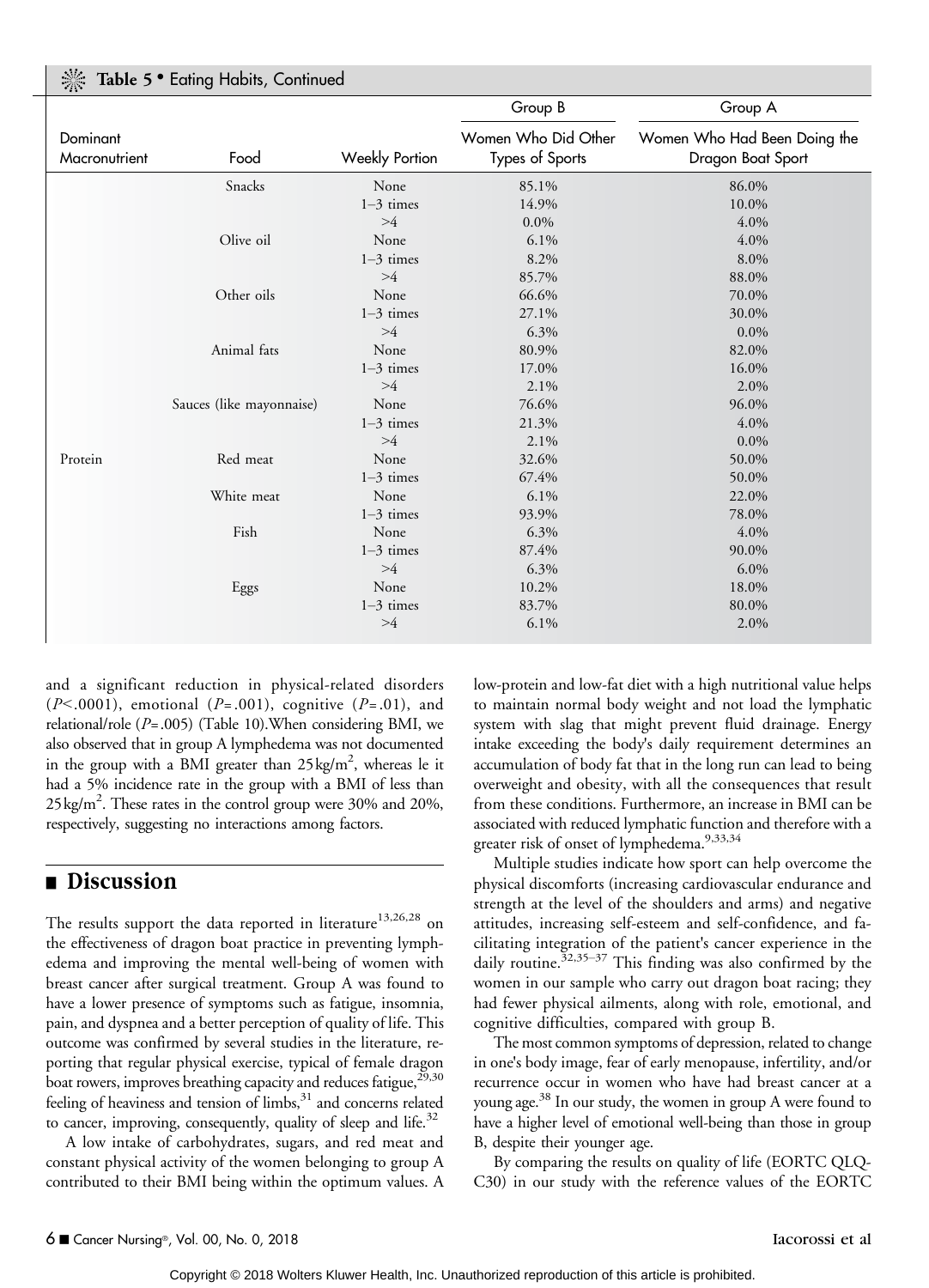**Table 5 • Eating Habits, Continued**

| Dominant Macronutrient | Food | Weekly Portion | Group B<br>Women Who Did Other Types of Sports | Group A<br>Women Who Had Been Doing the Dragon Boat Sport |
|---|---|---|---|---|
| | Snacks | None | 85.1% | 86.0% |
| | | 1–3 times | 14.9% | 10.0% |
| | | >4 | 0.0% | 4.0% |
| | Olive oil | None | 6.1% | 4.0% |
| | | 1–3 times | 8.2% | 8.0% |
| | | >4 | 85.7% | 88.0% |
| | Other oils | None | 66.6% | 70.0% |
| | | 1–3 times | 27.1% | 30.0% |
| | | >4 | 6.3% | 0.0% |
| | Animal fats | None | 80.9% | 82.0% |
| | | 1–3 times | 17.0% | 16.0% |
| | | >4 | 2.1% | 2.0% |
| | Sauces (like mayonnaise) | None | 76.6% | 96.0% |
| | | 1–3 times | 21.3% | 4.0% |
| | | >4 | 2.1% | 0.0% |
| Protein | Red meat | None | 32.6% | 50.0% |
| | | 1–3 times | 67.4% | 50.0% |
| | White meat | None | 6.1% | 22.0% |
| | | 1–3 times | 93.9% | 78.0% |
| | Fish | None | 6.3% | 4.0% |
| | | 1–3 times | 87.4% | 90.0% |
| | | >4 | 6.3% | 6.0% |
| | Eggs | None | 10.2% | 18.0% |
| | | 1–3 times | 83.7% | 80.0% |
| | | >4 | 6.1% | 2.0% |

and a significant reduction in physical-related disorders ($P<.0001$), emotional ($P=.001$), cognitive ($P=.01$), and relational/role ($P=.005$) (Table 10).When considering BMI, we also observed that in group A lymphedema was not documented in the group with a BMI greater than $25\,kg/m^2$, whereas le it had a 5% incidence rate in the group with a BMI of less than $25\,kg/m^2$. These rates in the control group were 30% and 20%, respectively, suggesting no interactions among factors.

## Discussion

The results support the data reported in literature[13,26,28] on the effectiveness of dragon boat practice in preventing lymphedema and improving the mental well-being of women with breast cancer after surgical treatment. Group A was found to have a lower presence of symptoms such as fatigue, insomnia, pain, and dyspnea and a better perception of quality of life. This outcome was confirmed by several studies in the literature, reporting that regular physical exercise, typical of female dragon boat rowers, improves breathing capacity and reduces fatigue,[29,30] feeling of heaviness and tension of limbs,[31] and concerns related to cancer, improving, consequently, quality of sleep and life.[32]

A low intake of carbohydrates, sugars, and red meat and constant physical activity of the women belonging to group A contributed to their BMI being within the optimum values. A low-protein and low-fat diet with a high nutritional value helps to maintain normal body weight and not load the lymphatic system with slag that might prevent fluid drainage. Energy intake exceeding the body's daily requirement determines an accumulation of body fat that in the long run can lead to being overweight and obesity, with all the consequences that result from these conditions. Furthermore, an increase in BMI can be associated with reduced lymphatic function and therefore with a greater risk of onset of lymphedema.[9,33,34]

Multiple studies indicate how sport can help overcome the physical discomforts (increasing cardiovascular endurance and strength at the level of the shoulders and arms) and negative attitudes, increasing self-esteem and self-confidence, and facilitating integration of the patient's cancer experience in the daily routine.[32,35–37] This finding was also confirmed by the women in our sample who carry out dragon boat racing; they had fewer physical ailments, along with role, emotional, and cognitive difficulties, compared with group B.

The most common symptoms of depression, related to change in one's body image, fear of early menopause, infertility, and/or recurrence occur in women who have had breast cancer at a young age.[38] In our study, the women in group A were found to have a higher level of emotional well-being than those in group B, despite their younger age.

By comparing the results on quality of life (EORTC QLQ-C30) in our study with the reference values of the EORTC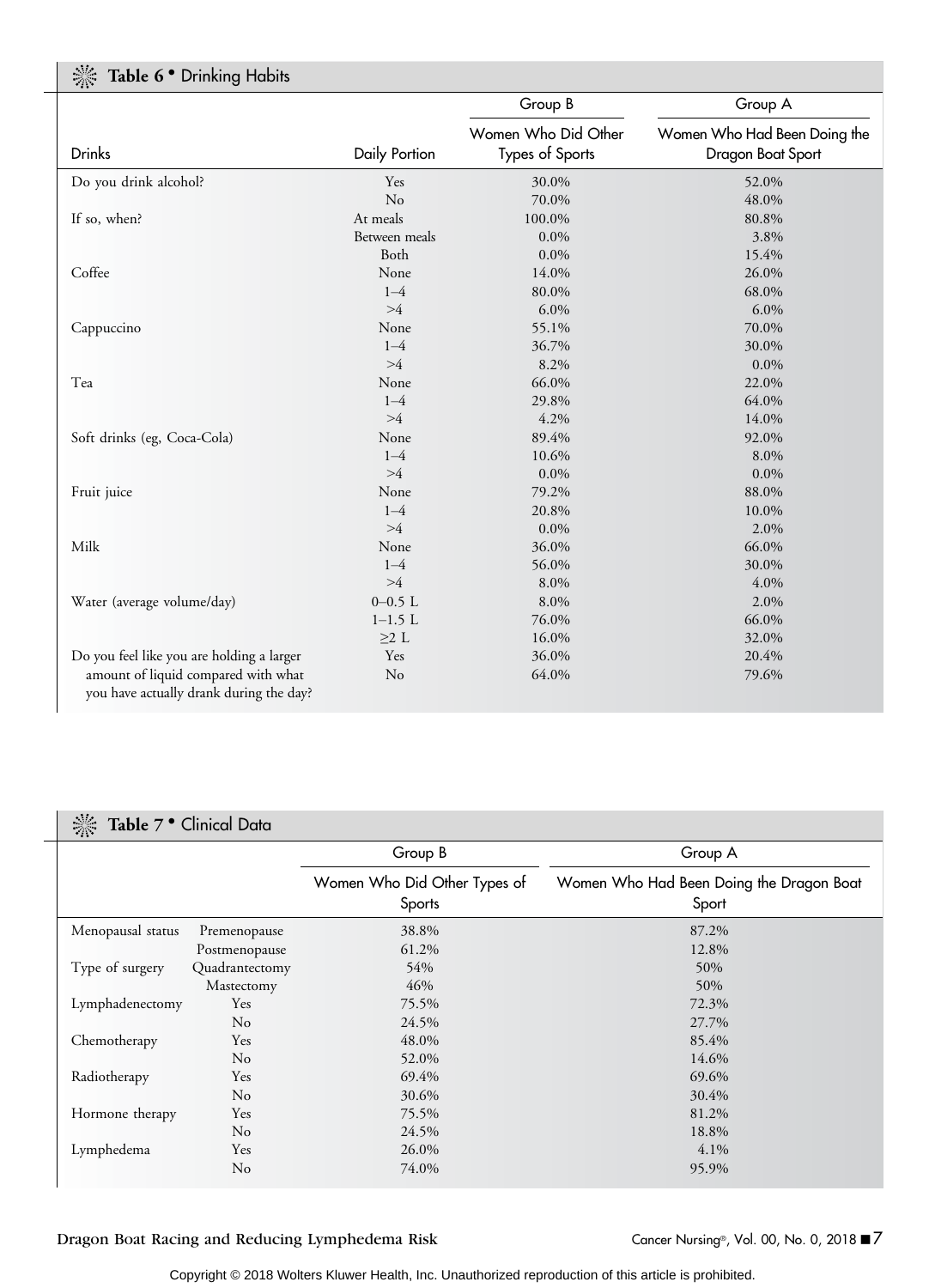**Table 6** • Drinking Habits

| Drinks | Daily Portion | Group B<br>Women Who Did Other Types of Sports | Group A<br>Women Who Had Been Doing the Dragon Boat Sport |
|---|---|---|---|
| Do you drink alcohol? | Yes | 30.0% | 52.0% |
| | No | 70.0% | 48.0% |
| If so, when? | At meals | 100.0% | 80.8% |
| | Between meals | 0.0% | 3.8% |
| | Both | 0.0% | 15.4% |
| Coffee | None | 14.0% | 26.0% |
| | 1–4 | 80.0% | 68.0% |
| | >4 | 6.0% | 6.0% |
| Cappuccino | None | 55.1% | 70.0% |
| | 1–4 | 36.7% | 30.0% |
| | >4 | 8.2% | 0.0% |
| Tea | None | 66.0% | 22.0% |
| | 1–4 | 29.8% | 64.0% |
| | >4 | 4.2% | 14.0% |
| Soft drinks (eg, Coca-Cola) | None | 89.4% | 92.0% |
| | 1–4 | 10.6% | 8.0% |
| | >4 | 0.0% | 0.0% |
| Fruit juice | None | 79.2% | 88.0% |
| | 1–4 | 20.8% | 10.0% |
| | >4 | 0.0% | 2.0% |
| Milk | None | 36.0% | 66.0% |
| | 1–4 | 56.0% | 30.0% |
| | >4 | 8.0% | 4.0% |
| Water (average volume/day) | 0–0.5 L | 8.0% | 2.0% |
| | 1–1.5 L | 76.0% | 66.0% |
| | ≥2 L | 16.0% | 32.0% |
| Do you feel like you are holding a larger amount of liquid compared with what you have actually drank during the day? | Yes | 36.0% | 20.4% |
| | No | 64.0% | 79.6% |

**Table 7** • Clinical Data

| | | Group B<br>Women Who Did Other Types of Sports | Group A<br>Women Who Had Been Doing the Dragon Boat Sport |
|---|---|---|---|
| Menopausal status | Premenopause | 38.8% | 87.2% |
| | Postmenopause | 61.2% | 12.8% |
| Type of surgery | Quadrantectomy | 54% | 50% |
| | Mastectomy | 46% | 50% |
| Lymphadenectomy | Yes | 75.5% | 72.3% |
| | No | 24.5% | 27.7% |
| Chemotherapy | Yes | 48.0% | 85.4% |
| | No | 52.0% | 14.6% |
| Radiotherapy | Yes | 69.4% | 69.6% |
| | No | 30.6% | 30.4% |
| Hormone therapy | Yes | 75.5% | 81.2% |
| | No | 24.5% | 18.8% |
| Lymphedema | Yes | 26.0% | 4.1% |
| | No | 74.0% | 95.9% |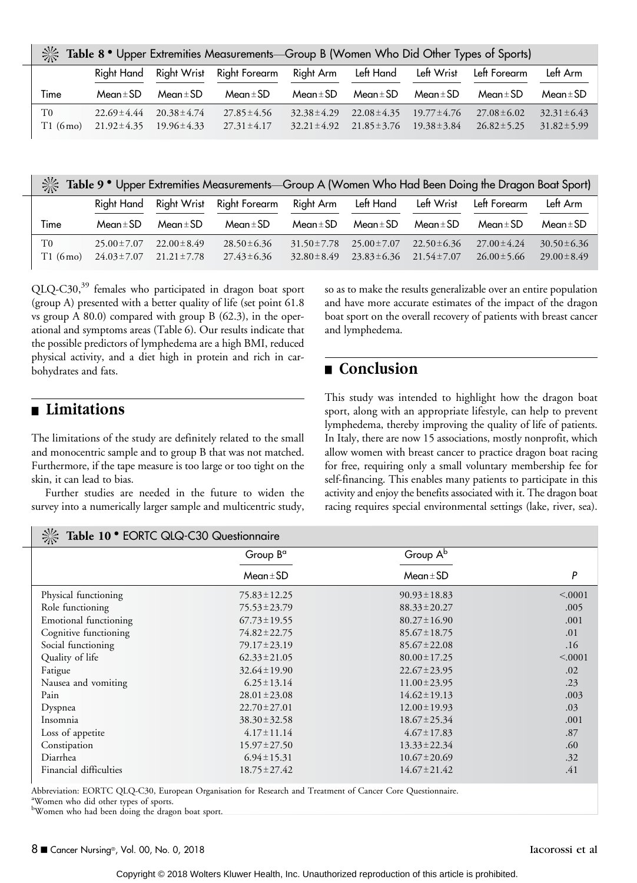**Table 8 • Upper Extremities Measurements—Group B (Women Who Did Other Types of Sports)**

| | Right Hand | Right Wrist | Right Forearm | Right Arm | Left Hand | Left Wrist | Left Forearm | Left Arm |
|---|---|---|---|---|---|---|---|---|
| Time | Mean ± SD | Mean ± SD | Mean ± SD | Mean ± SD | Mean ± SD | Mean ± SD | Mean ± SD | Mean ± SD |
| T0 | 22.69 ± 4.44 | 20.38 ± 4.74 | 27.85 ± 4.56 | 32.38 ± 4.29 | 22.08 ± 4.35 | 19.77 ± 4.76 | 27.08 ± 6.02 | 32.31 ± 6.43 |
| T1 (6 mo) | 21.92 ± 4.35 | 19.96 ± 4.33 | 27.31 ± 4.17 | 32.21 ± 4.92 | 21.85 ± 3.76 | 19.38 ± 3.84 | 26.82 ± 5.25 | 31.82 ± 5.99 |

**Table 9 • Upper Extremities Measurements—Group A (Women Who Had Been Doing the Dragon Boat Sport)**

| | Right Hand | Right Wrist | Right Forearm | Right Arm | Left Hand | Left Wrist | Left Forearm | Left Arm |
|---|---|---|---|---|---|---|---|---|
| Time | Mean ± SD | Mean ± SD | Mean ± SD | Mean ± SD | Mean ± SD | Mean ± SD | Mean ± SD | Mean ± SD |
| T0 | 25.00 ± 7.07 | 22.00 ± 8.49 | 28.50 ± 6.36 | 31.50 ± 7.78 | 25.00 ± 7.07 | 22.50 ± 6.36 | 27.00 ± 4.24 | 30.50 ± 6.36 |
| T1 (6 mo) | 24.03 ± 7.07 | 21.21 ± 7.78 | 27.43 ± 6.36 | 32.80 ± 8.49 | 23.83 ± 6.36 | 21.54 ± 7.07 | 26.00 ± 5.66 | 29.00 ± 8.49 |

QLQ-C30,[39] females who participated in dragon boat sport (group A) presented with a better quality of life (set point 61.8 vs group A 80.0) compared with group B (62.3), in the operational and symptoms areas (Table 6). Our results indicate that the possible predictors of lymphedema are a high BMI, reduced physical activity, and a diet high in protein and rich in carbohydrates and fats.

## Limitations

The limitations of the study are definitely related to the small and monocentric sample and to group B that was not matched. Furthermore, if the tape measure is too large or too tight on the skin, it can lead to bias.

Further studies are needed in the future to widen the survey into a numerically larger sample and multicentric study, so as to make the results generalizable over an entire population and have more accurate estimates of the impact of the dragon boat sport on the overall recovery of patients with breast cancer and lymphedema.

## Conclusion

This study was intended to highlight how the dragon boat sport, along with an appropriate lifestyle, can help to prevent lymphedema, thereby improving the quality of life of patients. In Italy, there are now 15 associations, mostly nonprofit, which allow women with breast cancer to practice dragon boat racing for free, requiring only a small voluntary membership fee for self-financing. This enables many patients to participate in this activity and enjoy the benefits associated with it. The dragon boat racing requires special environmental settings (lake, river, sea).

**Table 10 • EORTC QLQ-C30 Questionnaire**

| | Group B[a] | Group A[b] | |
|---|---|---|---|
| | Mean ± SD | Mean ± SD | *P* |
| Physical functioning | 75.83 ± 12.25 | 90.93 ± 18.83 | <.0001 |
| Role functioning | 75.53 ± 23.79 | 88.33 ± 20.27 | .005 |
| Emotional functioning | 67.73 ± 19.55 | 80.27 ± 16.90 | .001 |
| Cognitive functioning | 74.82 ± 22.75 | 85.67 ± 18.75 | .01 |
| Social functioning | 79.17 ± 23.19 | 85.67 ± 22.08 | .16 |
| Quality of life | 62.33 ± 21.05 | 80.00 ± 17.25 | <.0001 |
| Fatigue | 32.64 ± 19.90 | 22.67 ± 23.95 | .02 |
| Nausea and vomiting | 6.25 ± 13.14 | 11.00 ± 23.95 | .23 |
| Pain | 28.01 ± 23.08 | 14.62 ± 19.13 | .003 |
| Dyspnea | 22.70 ± 27.01 | 12.00 ± 19.93 | .03 |
| Insomnia | 38.30 ± 32.58 | 18.67 ± 25.34 | .001 |
| Loss of appetite | 4.17 ± 11.14 | 4.67 ± 17.83 | .87 |
| Constipation | 15.97 ± 27.50 | 13.33 ± 22.34 | .60 |
| Diarrhea | 6.94 ± 15.31 | 10.67 ± 20.69 | .32 |
| Financial difficulties | 18.75 ± 27.42 | 14.67 ± 21.42 | .41 |

Abbreviation: EORTC QLQ-C30, European Organisation for Research and Treatment of Cancer Core Questionnaire.
[a]Women who did other types of sports.
[b]Women who had been doing the dragon boat sport.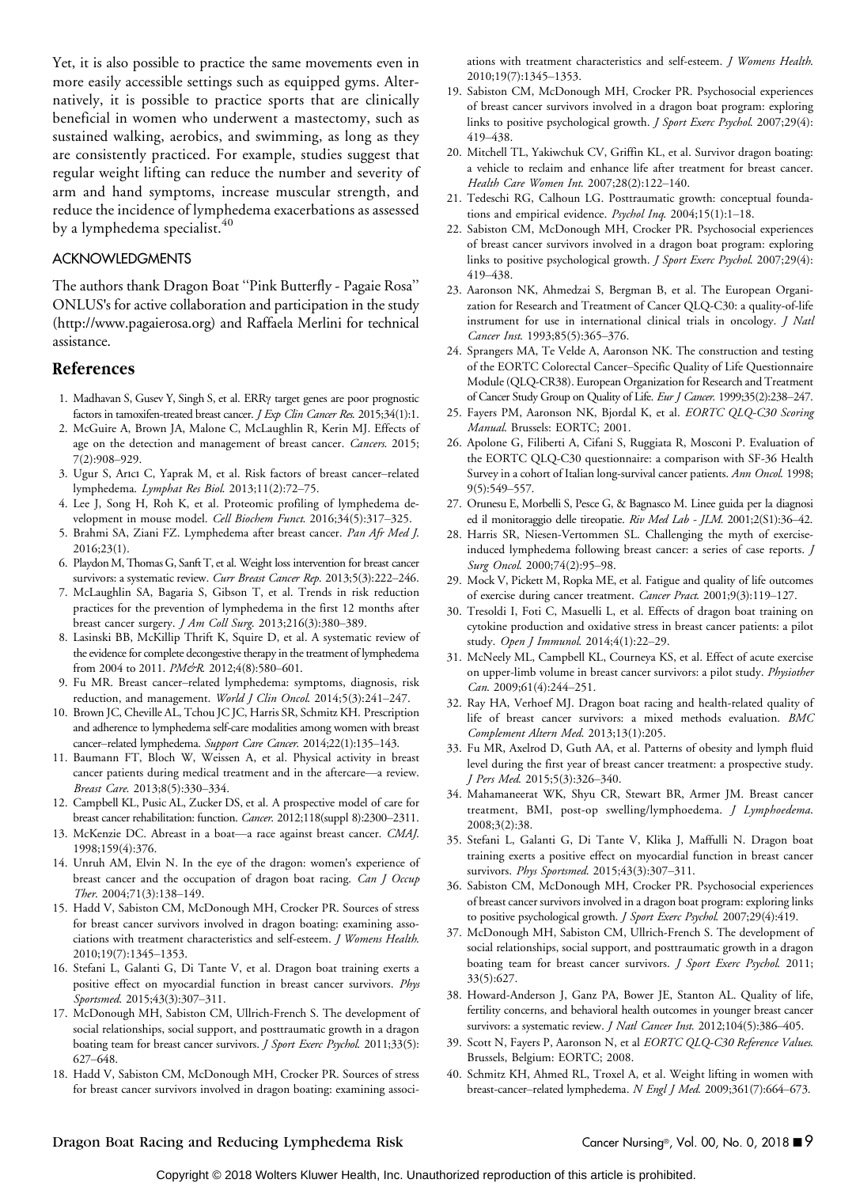Yet, it is also possible to practice the same movements even in more easily accessible settings such as equipped gyms. Alternatively, it is possible to practice sports that are clinically beneficial in women who underwent a mastectomy, such as sustained walking, aerobics, and swimming, as long as they are consistently practiced. For example, studies suggest that regular weight lifting can reduce the number and severity of arm and hand symptoms, increase muscular strength, and reduce the incidence of lymphedema exacerbations as assessed by a lymphedema specialist.[40]

### ACKNOWLEDGMENTS

The authors thank Dragon Boat "Pink Butterfly - Pagaie Rosa" ONLUS's for active collaboration and participation in the study (http://www.pagaierosa.org) and Raffaela Merlini for technical assistance.

## References

1. Madhavan S, Gusev Y, Singh S, et al. ERRγ target genes are poor prognostic factors in tamoxifen-treated breast cancer. *J Exp Clin Cancer Res.* 2015;34(1):1.
2. McGuire A, Brown JA, Malone C, McLaughlin R, Kerin MJ. Effects of age on the detection and management of breast cancer. *Cancers.* 2015; 7(2):908–929.
3. Ugur S, Arıcı C, Yaprak M, et al. Risk factors of breast cancer–related lymphedema. *Lymphat Res Biol.* 2013;11(2):72–75.
4. Lee J, Song H, Roh K, et al. Proteomic profiling of lymphedema development in mouse model. *Cell Biochem Funct.* 2016;34(5):317–325.
5. Brahmi SA, Ziani FZ. Lymphedema after breast cancer. *Pan Afr Med J.* 2016;23(1).
6. Playdon M, Thomas G, Sanft T, et al. Weight loss intervention for breast cancer survivors: a systematic review. *Curr Breast Cancer Rep.* 2013;5(3):222–246.
7. McLaughlin SA, Bagaria S, Gibson T, et al. Trends in risk reduction practices for the prevention of lymphedema in the first 12 months after breast cancer surgery. *J Am Coll Surg.* 2013;216(3):380–389.
8. Lasinski BB, McKillip Thrift K, Squire D, et al. A systematic review of the evidence for complete decongestive therapy in the treatment of lymphedema from 2004 to 2011. *PM&R.* 2012;4(8):580–601.
9. Fu MR. Breast cancer–related lymphedema: symptoms, diagnosis, risk reduction, and management. *World J Clin Oncol.* 2014;5(3):241–247.
10. Brown JC, Cheville AL, Tchou JC JC, Harris SR, Schmitz KH. Prescription and adherence to lymphedema self-care modalities among women with breast cancer–related lymphedema. *Support Care Cancer.* 2014;22(1):135–143.
11. Baumann FT, Bloch W, Weissen A, et al. Physical activity in breast cancer patients during medical treatment and in the aftercare—a review. *Breast Care.* 2013;8(5):330–334.
12. Campbell KL, Pusic AL, Zucker DS, et al. A prospective model of care for breast cancer rehabilitation: function. *Cancer.* 2012;118(suppl 8):2300–2311.
13. McKenzie DC. Abreast in a boat—a race against breast cancer. *CMAJ.* 1998;159(4):376.
14. Unruh AM, Elvin N. In the eye of the dragon: women's experience of breast cancer and the occupation of dragon boat racing. *Can J Occup Ther.* 2004;71(3):138–149.
15. Hadd V, Sabiston CM, McDonough MH, Crocker PR. Sources of stress for breast cancer survivors involved in dragon boating: examining associations with treatment characteristics and self-esteem. *J Womens Health.* 2010;19(7):1345–1353.
16. Stefani L, Galanti G, Di Tante V, et al. Dragon boat training exerts a positive effect on myocardial function in breast cancer survivors. *Phys Sportsmed.* 2015;43(3):307–311.
17. McDonough MH, Sabiston CM, Ullrich-French S. The development of social relationships, social support, and posttraumatic growth in a dragon boating team for breast cancer survivors. *J Sport Exerc Psychol.* 2011;33(5): 627–648.
18. Hadd V, Sabiston CM, McDonough MH, Crocker PR. Sources of stress for breast cancer survivors involved in dragon boating: examining associations with treatment characteristics and self-esteem. *J Womens Health.* 2010;19(7):1345–1353.
19. Sabiston CM, McDonough MH, Crocker PR. Psychosocial experiences of breast cancer survivors involved in a dragon boat program: exploring links to positive psychological growth. *J Sport Exerc Psychol.* 2007;29(4): 419–438.
20. Mitchell TL, Yakiwchuk CV, Griffin KL, et al. Survivor dragon boating: a vehicle to reclaim and enhance life after treatment for breast cancer. *Health Care Women Int.* 2007;28(2):122–140.
21. Tedeschi RG, Calhoun LG. Posttraumatic growth: conceptual foundations and empirical evidence. *Psychol Inq.* 2004;15(1):1–18.
22. Sabiston CM, McDonough MH, Crocker PR. Psychosocial experiences of breast cancer survivors involved in a dragon boat program: exploring links to positive psychological growth. *J Sport Exerc Psychol.* 2007;29(4): 419–438.
23. Aaronson NK, Ahmedzai S, Bergman B, et al. The European Organization for Research and Treatment of Cancer QLQ-C30: a quality-of-life instrument for use in international clinical trials in oncology. *J Natl Cancer Inst.* 1993;85(5):365–376.
24. Sprangers MA, Te Velde A, Aaronson NK. The construction and testing of the EORTC Colorectal Cancer–Specific Quality of Life Questionnaire Module (QLQ-CR38). European Organization for Research and Treatment of Cancer Study Group on Quality of Life. *Eur J Cancer.* 1999;35(2):238–247.
25. Fayers PM, Aaronson NK, Bjordal K, et al. *EORTC QLQ-C30 Scoring Manual.* Brussels: EORTC; 2001.
26. Apolone G, Filiberti A, Cifani S, Ruggiata R, Mosconi P. Evaluation of the EORTC QLQ-C30 questionnaire: a comparison with SF-36 Health Survey in a cohort of Italian long-survival cancer patients. *Ann Oncol.* 1998; 9(5):549–557.
27. Orunesu E, Morbelli S, Pesce G, & Bagnasco M. Linee guida per la diagnosi ed il monitoraggio delle tireopatie. *Riv Med Lab - JLM.* 2001;2(S1):36–42.
28. Harris SR, Niesen-Vertommen SL. Challenging the myth of exercise-induced lymphedema following breast cancer: a series of case reports. *J Surg Oncol.* 2000;74(2):95–98.
29. Mock V, Pickett M, Ropka ME, et al. Fatigue and quality of life outcomes of exercise during cancer treatment. *Cancer Pract.* 2001;9(3):119–127.
30. Tresoldi I, Foti C, Masuelli L, et al. Effects of dragon boat training on cytokine production and oxidative stress in breast cancer patients: a pilot study. *Open J Immunol.* 2014;4(1):22–29.
31. McNeely ML, Campbell KL, Courneya KS, et al. Effect of acute exercise on upper-limb volume in breast cancer survivors: a pilot study. *Physiother Can.* 2009;61(4):244–251.
32. Ray HA, Verhoef MJ. Dragon boat racing and health-related quality of life of breast cancer survivors: a mixed methods evaluation. *BMC Complement Altern Med.* 2013;13(1):205.
33. Fu MR, Axelrod D, Guth AA, et al. Patterns of obesity and lymph fluid level during the first year of breast cancer treatment: a prospective study. *J Pers Med.* 2015;5(3):326–340.
34. Mahamaneerat WK, Shyu CR, Stewart BR, Armer JM. Breast cancer treatment, BMI, post-op swelling/lymphoedema. *J Lymphoedema.* 2008;3(2):38.
35. Stefani L, Galanti G, Di Tante V, Klika J, Maffulli N. Dragon boat training exerts a positive effect on myocardial function in breast cancer survivors. *Phys Sportsmed.* 2015;43(3):307–311.
36. Sabiston CM, McDonough MH, Crocker PR. Psychosocial experiences of breast cancer survivors involved in a dragon boat program: exploring links to positive psychological growth. *J Sport Exerc Psychol.* 2007;29(4):419.
37. McDonough MH, Sabiston CM, Ullrich-French S. The development of social relationships, social support, and posttraumatic growth in a dragon boating team for breast cancer survivors. *J Sport Exerc Psychol.* 2011; 33(5):627.
38. Howard-Anderson J, Ganz PA, Bower JE, Stanton AL. Quality of life, fertility concerns, and behavioral health outcomes in younger breast cancer survivors: a systematic review. *J Natl Cancer Inst.* 2012;104(5):386–405.
39. Scott N, Fayers P, Aaronson N, et al *EORTC QLQ-C30 Reference Values.* Brussels, Belgium: EORTC; 2008.
40. Schmitz KH, Ahmed RL, Troxel A, et al. Weight lifting in women with breast-cancer–related lymphedema. *N Engl J Med.* 2009;361(7):664–673.